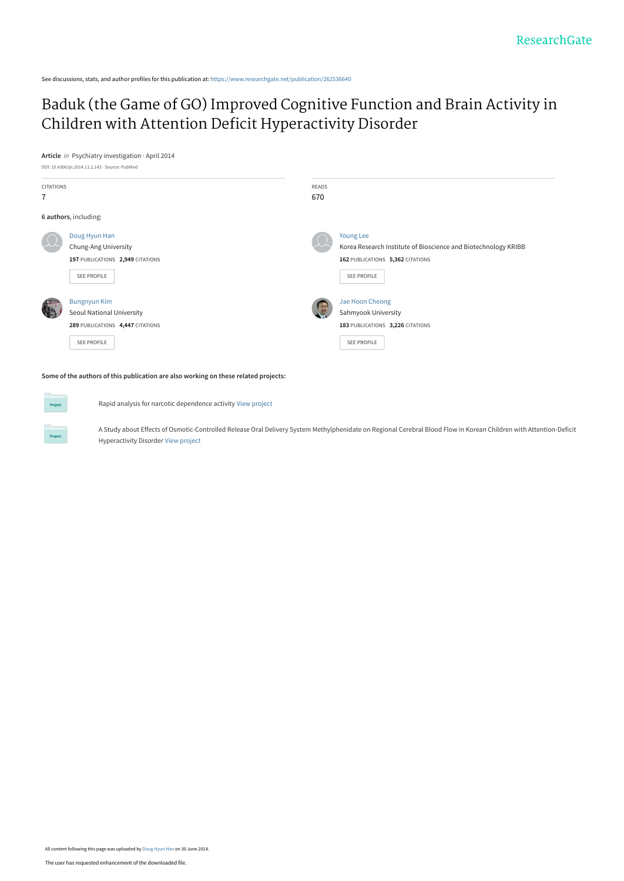See discussions, stats, and author profiles for this publication at: https://www.researchgate.net/publication/262536640

# Baduk (the Game of GO) Improved Cognitive Function and Brain Activity in Children with Attention Deficit Hyperactivity Disorder

**Article** *in* Psychiatry investigation · April 2014

DOI: 10.4306/pi.2014.11.2.143 · Source: PubMed

| CITATIONS | READS |
|---|---|
| 7 | 670 |

**6 authors**, including:

Doug Hyun Han
Chung-Ang University
**197** PUBLICATIONS **2,949** CITATIONS
SEE PROFILE

Young Lee
Korea Research Institute of Bioscience and Biotechnology KRIBB
**162** PUBLICATIONS **5,362** CITATIONS
SEE PROFILE

Bungnyun Kim
Seoul National University
**289** PUBLICATIONS **4,447** CITATIONS
SEE PROFILE

Jae Hoon Cheong
Sahmyook University
**183** PUBLICATIONS **3,226** CITATIONS
SEE PROFILE

**Some of the authors of this publication are also working on these related projects:**

Project: Rapid analysis for narcotic dependence activity View project

Project: A Study about Effects of Osmotic-Controlled Release Oral Delivery System Methylphenidate on Regional Cerebral Blood Flow in Korean Children with Attention-Deficit Hyperactivity Disorder View project

All content following this page was uploaded by Doug Hyun Han on 30 June 2014.

The user has requested enhancement of the downloaded file.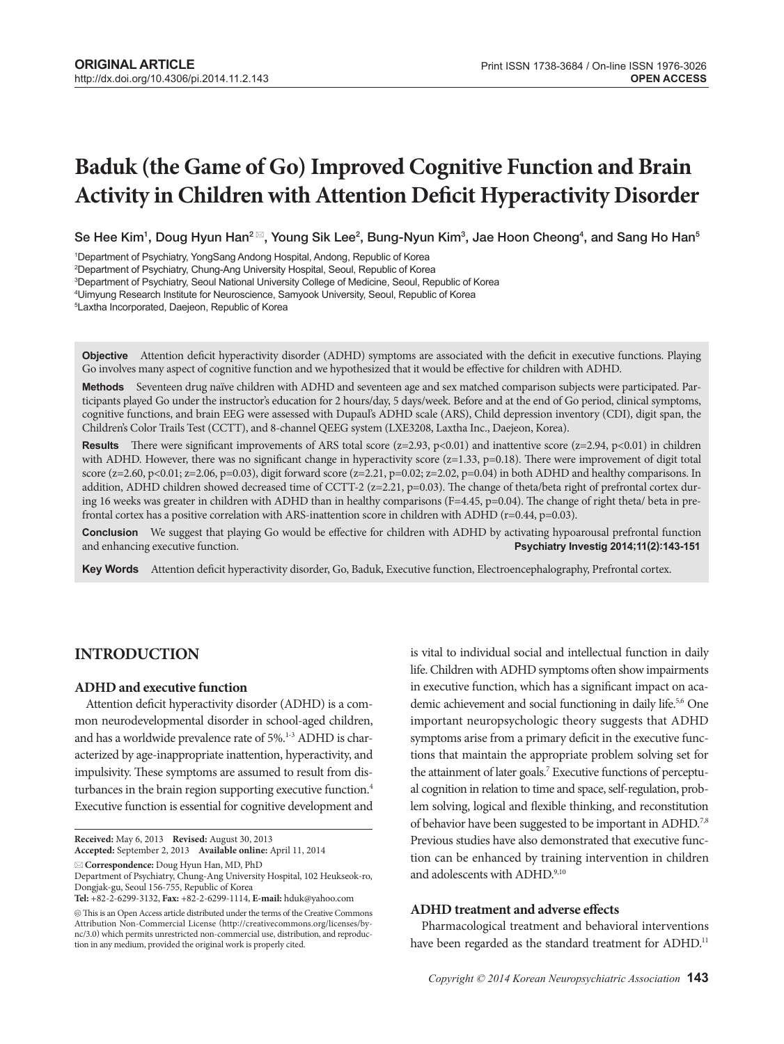# Baduk (the Game of Go) Improved Cognitive Function and Brain Activity in Children with Attention Deficit Hyperactivity Disorder

Se Hee Kim[1], Doug Hyun Han[2], Young Sik Lee[2], Bung-Nyun Kim[3], Jae Hoon Cheong[4], and Sang Ho Han[5]

[1]Department of Psychiatry, YongSang Andong Hospital, Andong, Republic of Korea
[2]Department of Psychiatry, Chung-Ang University Hospital, Seoul, Republic of Korea
[3]Department of Psychiatry, Seoul National University College of Medicine, Seoul, Republic of Korea
[4]Uimyung Research Institute for Neuroscience, Samyook University, Seoul, Republic of Korea
[5]Laxtha Incorporated, Daejeon, Republic of Korea

**Objective** Attention deficit hyperactivity disorder (ADHD) symptoms are associated with the deficit in executive functions. Playing Go involves many aspect of cognitive function and we hypothesized that it would be effective for children with ADHD.

**Methods** Seventeen drug naïve children with ADHD and seventeen age and sex matched comparison subjects were participated. Participants played Go under the instructor's education for 2 hours/day, 5 days/week. Before and at the end of Go period, clinical symptoms, cognitive functions, and brain EEG were assessed with Dupaul's ADHD scale (ARS), Child depression inventory (CDI), digit span, the Children's Color Trails Test (CCTT), and 8-channel QEEG system (LXE3208, Laxtha Inc., Daejeon, Korea).

**Results** There were significant improvements of ARS total score ($z=2.93$, $p<0.01$) and inattentive score ($z=2.94$, $p<0.01$) in children with ADHD. However, there was no significant change in hyperactivity score ($z=1.33$, $p=0.18$). There were improvement of digit total score ($z=2.60$, $p<0.01$; $z=2.06$, $p=0.03$), digit forward score ($z=2.21$, $p=0.02$; $z=2.02$, $p=0.04$) in both ADHD and healthy comparisons. In addition, ADHD children showed decreased time of CCTT-2 ($z=2.21$, $p=0.03$). The change of theta/beta right of prefrontal cortex during 16 weeks was greater in children with ADHD than in healthy comparisons ($F=4.45$, $p=0.04$). The change of right theta/ beta in prefrontal cortex has a positive correlation with ARS-inattention score in children with ADHD ($r=0.44$, $p=0.03$).

**Conclusion** We suggest that playing Go would be effective for children with ADHD by activating hypoarousal prefrontal function and enhancing executive function.

**Key Words** Attention deficit hyperactivity disorder, Go, Baduk, Executive function, Electroencephalography, Prefrontal cortex.

## INTRODUCTION

### ADHD and executive function

Attention deficit hyperactivity disorder (ADHD) is a common neurodevelopmental disorder in school-aged children, and has a worldwide prevalence rate of 5%.[1-3] ADHD is characterized by age-inappropriate inattention, hyperactivity, and impulsivity. These symptoms are assumed to result from disturbances in the brain region supporting executive function.[4] Executive function is essential for cognitive development and is vital to individual social and intellectual function in daily life. Children with ADHD symptoms often show impairments in executive function, which has a significant impact on academic achievement and social functioning in daily life.[5,6] One important neuropsychologic theory suggests that ADHD symptoms arise from a primary deficit in the executive functions that maintain the appropriate problem solving set for the attainment of later goals.[7] Executive functions of perceptual cognition in relation to time and space, self-regulation, problem solving, logical and flexible thinking, and reconstitution of behavior have been suggested to be important in ADHD.[7,8] Previous studies have also demonstrated that executive function can be enhanced by training intervention in children and adolescents with ADHD.[9,10]

### ADHD treatment and adverse effects

Pharmacological treatment and behavioral interventions have been regarded as the standard treatment for ADHD.[11]

**Received:** May 6, 2013 **Revised:** August 30, 2013
**Accepted:** September 2, 2013 **Available online:** April 11, 2014

**Correspondence:** Doug Hyun Han, MD, PhD
Department of Psychiatry, Chung-Ang University Hospital, 102 Heukseok-ro, Dongjak-gu, Seoul 156-755, Republic of Korea
**Tel:** +82-2-6299-3132, **Fax:** +82-2-6299-1114, **E-mail:** hduk@yahoo.com

This is an Open Access article distributed under the terms of the Creative Commons Attribution Non-Commercial License (http://creativecommons.org/licenses/by-nc/3.0) which permits unrestricted non-commercial use, distribution, and reproduction in any medium, provided the original work is properly cited.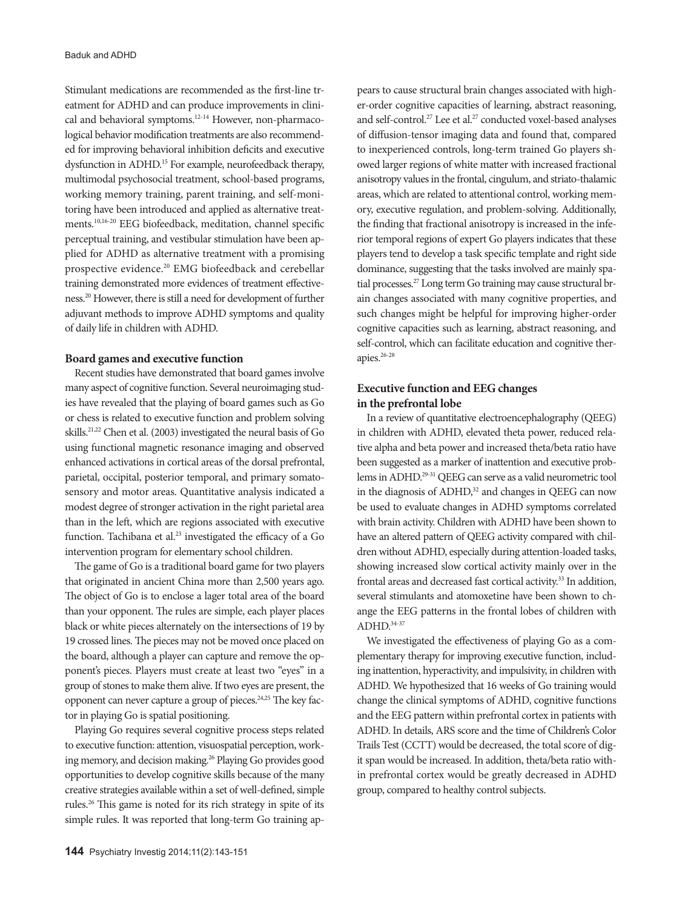Stimulant medications are recommended as the first-line treatment for ADHD and can produce improvements in clinical and behavioral symptoms.[12-14] However, non-pharmacological behavior modification treatments are also recommended for improving behavioral inhibition deficits and executive dysfunction in ADHD.[15] For example, neurofeedback therapy, multimodal psychosocial treatment, school-based programs, working memory training, parent training, and self-monitoring have been introduced and applied as alternative treatments.[10,16-20] EEG biofeedback, meditation, channel specific perceptual training, and vestibular stimulation have been applied for ADHD as alternative treatment with a promising prospective evidence.[20] EMG biofeedback and cerebellar training demonstrated more evidences of treatment effectiveness.[20] However, there is still a need for development of further adjuvant methods to improve ADHD symptoms and quality of daily life in children with ADHD.

### Board games and executive function

Recent studies have demonstrated that board games involve many aspect of cognitive function. Several neuroimaging studies have revealed that the playing of board games such as Go or chess is related to executive function and problem solving skills.[21,22] Chen et al. (2003) investigated the neural basis of Go using functional magnetic resonance imaging and observed enhanced activations in cortical areas of the dorsal prefrontal, parietal, occipital, posterior temporal, and primary somatosensory and motor areas. Quantitative analysis indicated a modest degree of stronger activation in the right parietal area than in the left, which are regions associated with executive function. Tachibana et al.[23] investigated the efficacy of a Go intervention program for elementary school children.

The game of Go is a traditional board game for two players that originated in ancient China more than 2,500 years ago. The object of Go is to enclose a lager total area of the board than your opponent. The rules are simple, each player places black or white pieces alternately on the intersections of 19 by 19 crossed lines. The pieces may not be moved once placed on the board, although a player can capture and remove the opponent's pieces. Players must create at least two "eyes" in a group of stones to make them alive. If two eyes are present, the opponent can never capture a group of pieces.[24,25] The key factor in playing Go is spatial positioning.

Playing Go requires several cognitive process steps related to executive function: attention, visuospatial perception, working memory, and decision making.[26] Playing Go provides good opportunities to develop cognitive skills because of the many creative strategies available within a set of well-defined, simple rules.[26] This game is noted for its rich strategy in spite of its simple rules. It was reported that long-term Go training appears to cause structural brain changes associated with higher-order cognitive capacities of learning, abstract reasoning, and self-control.[27] Lee et al.[27] conducted voxel-based analyses of diffusion-tensor imaging data and found that, compared to inexperienced controls, long-term trained Go players showed larger regions of white matter with increased fractional anisotropy values in the frontal, cingulum, and striato-thalamic areas, which are related to attentional control, working memory, executive regulation, and problem-solving. Additionally, the finding that fractional anisotropy is increased in the inferior temporal regions of expert Go players indicates that these players tend to develop a task specific template and right side dominance, suggesting that the tasks involved are mainly spatial processes.[27] Long term Go training may cause structural brain changes associated with many cognitive properties, and such changes might be helpful for improving higher-order cognitive capacities such as learning, abstract reasoning, and self-control, which can facilitate education and cognitive therapies.[26-28]

### Executive function and EEG changes in the prefrontal lobe

In a review of quantitative electroencephalography (QEEG) in children with ADHD, elevated theta power, reduced relative alpha and beta power and increased theta/beta ratio have been suggested as a marker of inattention and executive problems in ADHD.[29-31] QEEG can serve as a valid neurometric tool in the diagnosis of ADHD,[32] and changes in QEEG can now be used to evaluate changes in ADHD symptoms correlated with brain activity. Children with ADHD have been shown to have an altered pattern of QEEG activity compared with children without ADHD, especially during attention-loaded tasks, showing increased slow cortical activity mainly over in the frontal areas and decreased fast cortical activity.[33] In addition, several stimulants and atomoxetine have been shown to change the EEG patterns in the frontal lobes of children with ADHD.[34-37]

We investigated the effectiveness of playing Go as a complementary therapy for improving executive function, including inattention, hyperactivity, and impulsivity, in children with ADHD. We hypothesized that 16 weeks of Go training would change the clinical symptoms of ADHD, cognitive functions and the EEG pattern within prefrontal cortex in patients with ADHD. In details, ARS score and the time of Children's Color Trails Test (CCTT) would be decreased, the total score of digit span would be increased. In addition, theta/beta ratio within prefrontal cortex would be greatly decreased in ADHD group, compared to healthy control subjects.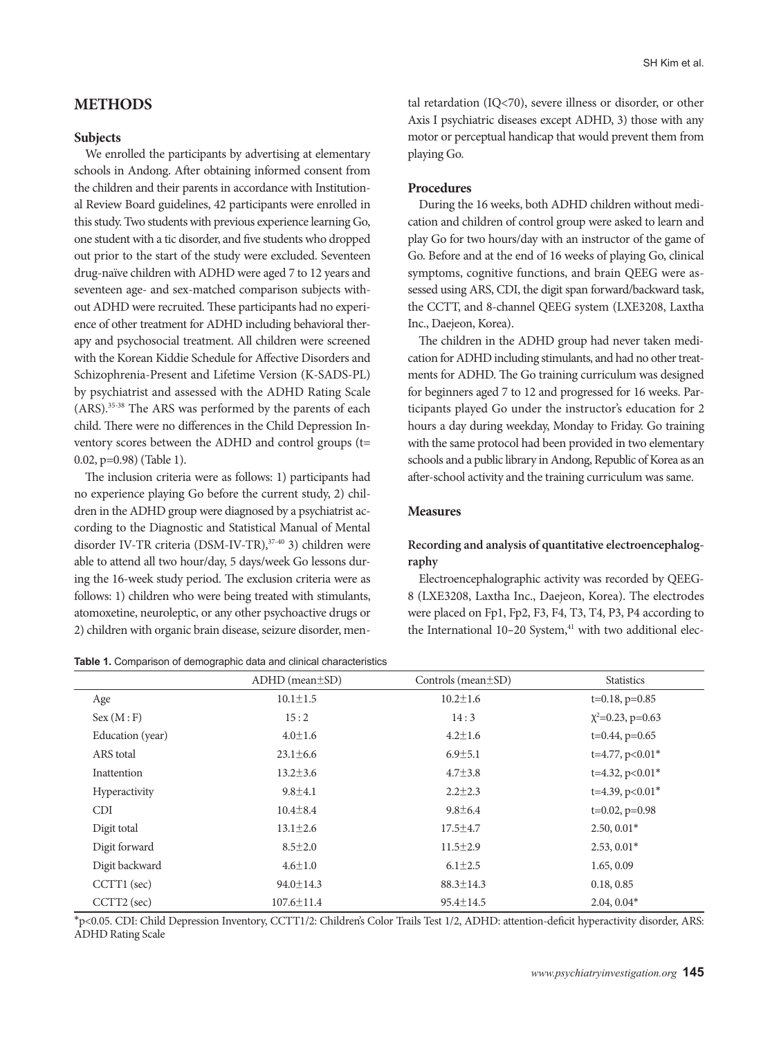## METHODS

### Subjects

We enrolled the participants by advertising at elementary schools in Andong. After obtaining informed consent from the children and their parents in accordance with Institutional Review Board guidelines, 42 participants were enrolled in this study. Two students with previous experience learning Go, one student with a tic disorder, and five students who dropped out prior to the start of the study were excluded. Seventeen drug-naïve children with ADHD were aged 7 to 12 years and seventeen age- and sex-matched comparison subjects without ADHD were recruited. These participants had no experience of other treatment for ADHD including behavioral therapy and psychosocial treatment. All children were screened with the Korean Kiddie Schedule for Affective Disorders and Schizophrenia-Present and Lifetime Version (K-SADS-PL) by psychiatrist and assessed with the ADHD Rating Scale (ARS).[35-38] The ARS was performed by the parents of each child. There were no differences in the Child Depression Inventory scores between the ADHD and control groups (t=0.02, p=0.98) (Table 1).

The inclusion criteria were as follows: 1) participants had no experience playing Go before the current study, 2) children in the ADHD group were diagnosed by a psychiatrist according to the Diagnostic and Statistical Manual of Mental disorder IV-TR criteria (DSM-IV-TR),[37-40] 3) children were able to attend all two hour/day, 5 days/week Go lessons during the 16-week study period. The exclusion criteria were as follows: 1) children who were being treated with stimulants, atomoxetine, neuroleptic, or any other psychoactive drugs or 2) children with organic brain disease, seizure disorder, mental retardation (IQ<70), severe illness or disorder, or other Axis I psychiatric diseases except ADHD, 3) those with any motor or perceptual handicap that would prevent them from playing Go.

### Procedures

During the 16 weeks, both ADHD children without medication and children of control group were asked to learn and play Go for two hours/day with an instructor of the game of Go. Before and at the end of 16 weeks of playing Go, clinical symptoms, cognitive functions, and brain QEEG were assessed using ARS, CDI, the digit span forward/backward task, the CCTT, and 8-channel QEEG system (LXE3208, Laxtha Inc., Daejeon, Korea).

The children in the ADHD group had never taken medication for ADHD including stimulants, and had no other treatments for ADHD. The Go training curriculum was designed for beginners aged 7 to 12 and progressed for 16 weeks. Participants played Go under the instructor's education for 2 hours a day during weekday, Monday to Friday. Go training with the same protocol had been provided in two elementary schools and a public library in Andong, Republic of Korea as an after-school activity and the training curriculum was same.

### Measures

#### Recording and analysis of quantitative electroencephalography

Electroencephalographic activity was recorded by QEEG-8 (LXE3208, Laxtha Inc., Daejeon, Korea). The electrodes were placed on Fp1, Fp2, F3, F4, T3, T4, P3, P4 according to the International 10–20 System,[41] with two additional elec-

**Table 1.** Comparison of demographic data and clinical characteristics

| | ADHD (mean±SD) | Controls (mean±SD) | Statistics |
|---|---|---|---|
| Age | 10.1±1.5 | 10.2±1.6 | t=0.18, p=0.85 |
| Sex (M : F) | 15 : 2 | 14 : 3 | $\chi^2$=0.23, p=0.63 |
| Education (year) | 4.0±1.6 | 4.2±1.6 | t=0.44, p=0.65 |
| ARS total | 23.1±6.6 | 6.9±5.1 | t=4.77, p<0.01* |
| Inattention | 13.2±3.6 | 4.7±3.8 | t=4.32, p<0.01* |
| Hyperactivity | 9.8±4.1 | 2.2±2.3 | t=4.39, p<0.01* |
| CDI | 10.4±8.4 | 9.8±6.4 | t=0.02, p=0.98 |
| Digit total | 13.1±2.6 | 17.5±4.7 | 2.50, 0.01* |
| Digit forward | 8.5±2.0 | 11.5±2.9 | 2.53, 0.01* |
| Digit backward | 4.6±1.0 | 6.1±2.5 | 1.65, 0.09 |
| CCTT1 (sec) | 94.0±14.3 | 88.3±14.3 | 0.18, 0.85 |
| CCTT2 (sec) | 107.6±11.4 | 95.4±14.5 | 2.04, 0.04* |

*p<0.05. CDI: Child Depression Inventory, CCTT1/2: Children's Color Trails Test 1/2, ADHD: attention-deficit hyperactivity disorder, ARS: ADHD Rating Scale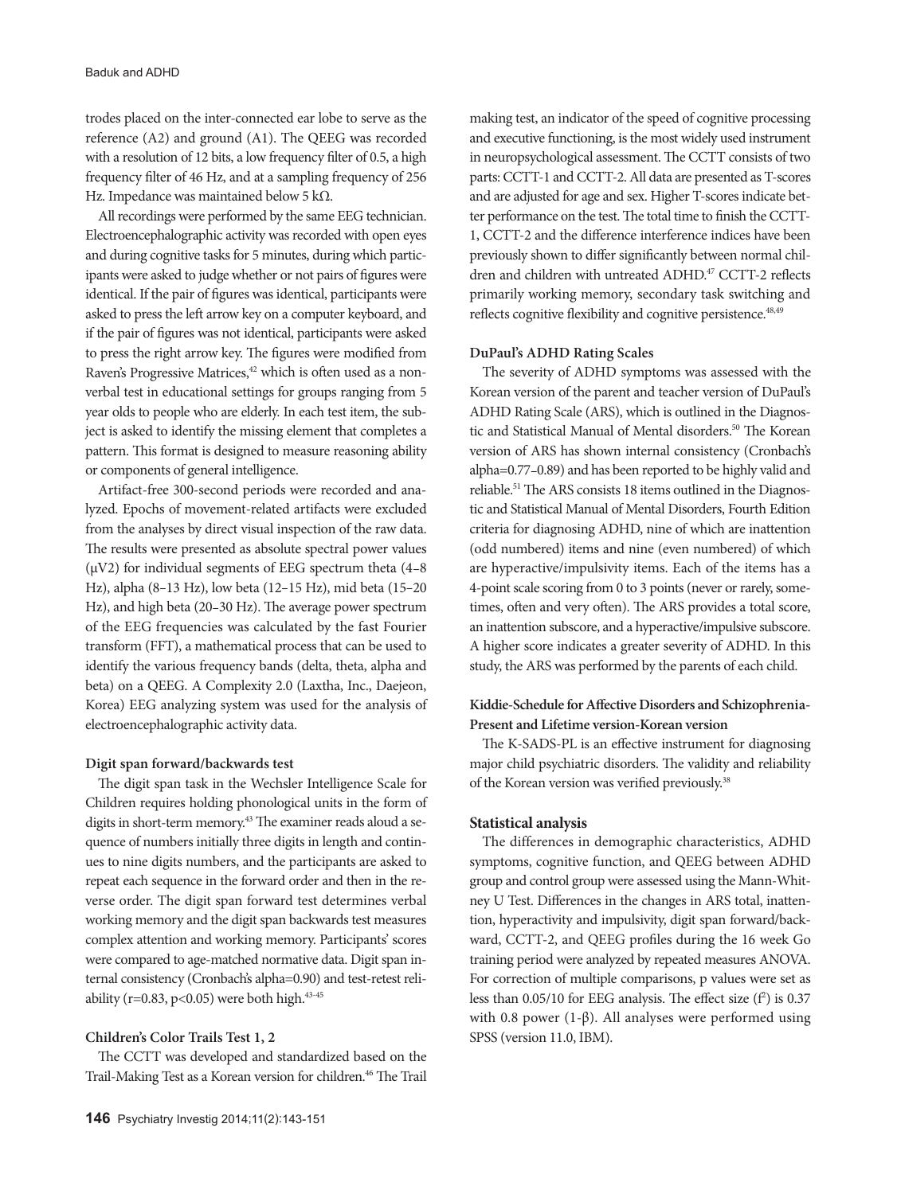trodes placed on the inter-connected ear lobe to serve as the reference (A2) and ground (A1). The QEEG was recorded with a resolution of 12 bits, a low frequency filter of 0.5, a high frequency filter of 46 Hz, and at a sampling frequency of 256 Hz. Impedance was maintained below 5 kΩ.

All recordings were performed by the same EEG technician. Electroencephalographic activity was recorded with open eyes and during cognitive tasks for 5 minutes, during which participants were asked to judge whether or not pairs of figures were identical. If the pair of figures was identical, participants were asked to press the left arrow key on a computer keyboard, and if the pair of figures was not identical, participants were asked to press the right arrow key. The figures were modified from Raven's Progressive Matrices,[42] which is often used as a nonverbal test in educational settings for groups ranging from 5 year olds to people who are elderly. In each test item, the subject is asked to identify the missing element that completes a pattern. This format is designed to measure reasoning ability or components of general intelligence.

Artifact-free 300-second periods were recorded and analyzed. Epochs of movement-related artifacts were excluded from the analyses by direct visual inspection of the raw data. The results were presented as absolute spectral power values ($\mu V2$) for individual segments of EEG spectrum theta (4–8 Hz), alpha (8–13 Hz), low beta (12–15 Hz), mid beta (15–20 Hz), and high beta (20–30 Hz). The average power spectrum of the EEG frequencies was calculated by the fast Fourier transform (FFT), a mathematical process that can be used to identify the various frequency bands (delta, theta, alpha and beta) on a QEEG. A Complexity 2.0 (Laxtha, Inc., Daejeon, Korea) EEG analyzing system was used for the analysis of electroencephalographic activity data.

**Digit span forward/backwards test**

The digit span task in the Wechsler Intelligence Scale for Children requires holding phonological units in the form of digits in short-term memory.[43] The examiner reads aloud a sequence of numbers initially three digits in length and continues to nine digits numbers, and the participants are asked to repeat each sequence in the forward order and then in the reverse order. The digit span forward test determines verbal working memory and the digit span backwards test measures complex attention and working memory. Participants' scores were compared to age-matched normative data. Digit span internal consistency (Cronbach's alpha=0.90) and test-retest reliability ($r=0.83$, $p<0.05$) were both high.[43-45]

**Children's Color Trails Test 1, 2**

The CCTT was developed and standardized based on the Trail-Making Test as a Korean version for children.[46] The Trail making test, an indicator of the speed of cognitive processing and executive functioning, is the most widely used instrument in neuropsychological assessment. The CCTT consists of two parts: CCTT-1 and CCTT-2. All data are presented as T-scores and are adjusted for age and sex. Higher T-scores indicate better performance on the test. The total time to finish the CCTT-1, CCTT-2 and the difference interference indices have been previously shown to differ significantly between normal children and children with untreated ADHD.[47] CCTT-2 reflects primarily working memory, secondary task switching and reflects cognitive flexibility and cognitive persistence.[48,49]

**DuPaul's ADHD Rating Scales**

The severity of ADHD symptoms was assessed with the Korean version of the parent and teacher version of DuPaul's ADHD Rating Scale (ARS), which is outlined in the Diagnostic and Statistical Manual of Mental disorders.[50] The Korean version of ARS has shown internal consistency (Cronbach's alpha=0.77–0.89) and has been reported to be highly valid and reliable.[51] The ARS consists 18 items outlined in the Diagnostic and Statistical Manual of Mental Disorders, Fourth Edition criteria for diagnosing ADHD, nine of which are inattention (odd numbered) items and nine (even numbered) of which are hyperactive/impulsivity items. Each of the items has a 4-point scale scoring from 0 to 3 points (never or rarely, sometimes, often and very often). The ARS provides a total score, an inattention subscore, and a hyperactive/impulsive subscore. A higher score indicates a greater severity of ADHD. In this study, the ARS was performed by the parents of each child.

**Kiddie-Schedule for Affective Disorders and Schizophrenia-Present and Lifetime version-Korean version**

The K-SADS-PL is an effective instrument for diagnosing major child psychiatric disorders. The validity and reliability of the Korean version was verified previously.[38]

## Statistical analysis

The differences in demographic characteristics, ADHD symptoms, cognitive function, and QEEG between ADHD group and control group were assessed using the Mann-Whitney U Test. Differences in the changes in ARS total, inattention, hyperactivity and impulsivity, digit span forward/backward, CCTT-2, and QEEG profiles during the 16 week Go training period were analyzed by repeated measures ANOVA. For correction of multiple comparisons, p values were set as less than 0.05/10 for EEG analysis. The effect size ($f^2$) is 0.37 with 0.8 power ($1-\beta$). All analyses were performed using SPSS (version 11.0, IBM).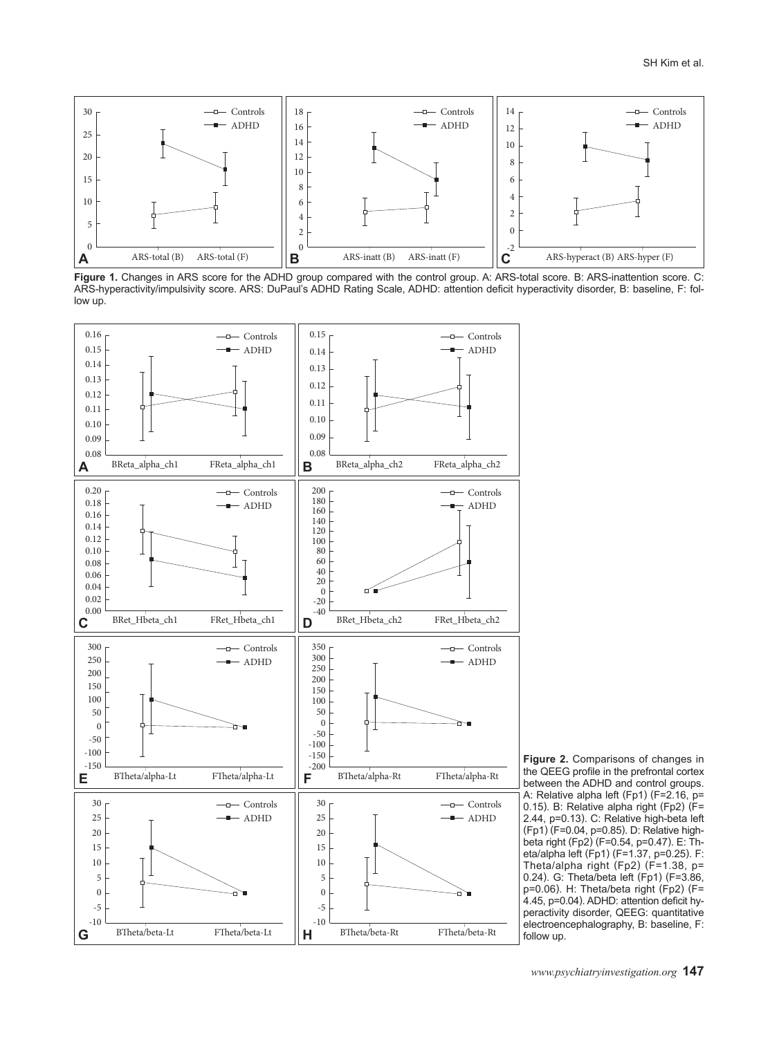**Figure 1.** Changes in ARS score for the ADHD group compared with the control group. A: ARS-total score. B: ARS-inattention score. C: ARS-hyperactivity/impulsivity score. ARS: DuPaul's ADHD Rating Scale, ADHD: attention deficit hyperactivity disorder, B: baseline, F: follow up.

**Figure 2.** Comparisons of changes in the QEEG profile in the prefrontal cortex between the ADHD and control groups. A: Relative alpha left (Fp1) (F=2.16, p=0.15). B: Relative alpha right (Fp2) (F=2.44, p=0.13). C: Relative high-beta left (Fp1) (F=0.04, p=0.85). D: Relative high-beta right (Fp2) (F=0.54, p=0.47). E: Theta/alpha left (Fp1) (F=1.37, p=0.25). F: Theta/alpha right (Fp2) (F=1.38, p=0.24). G: Theta/beta left (Fp1) (F=3.86, p=0.06). H: Theta/beta right (Fp2) (F=4.45, p=0.04). ADHD: attention deficit hyperactivity disorder, QEEG: quantitative electroencephalography, B: baseline, F: follow up.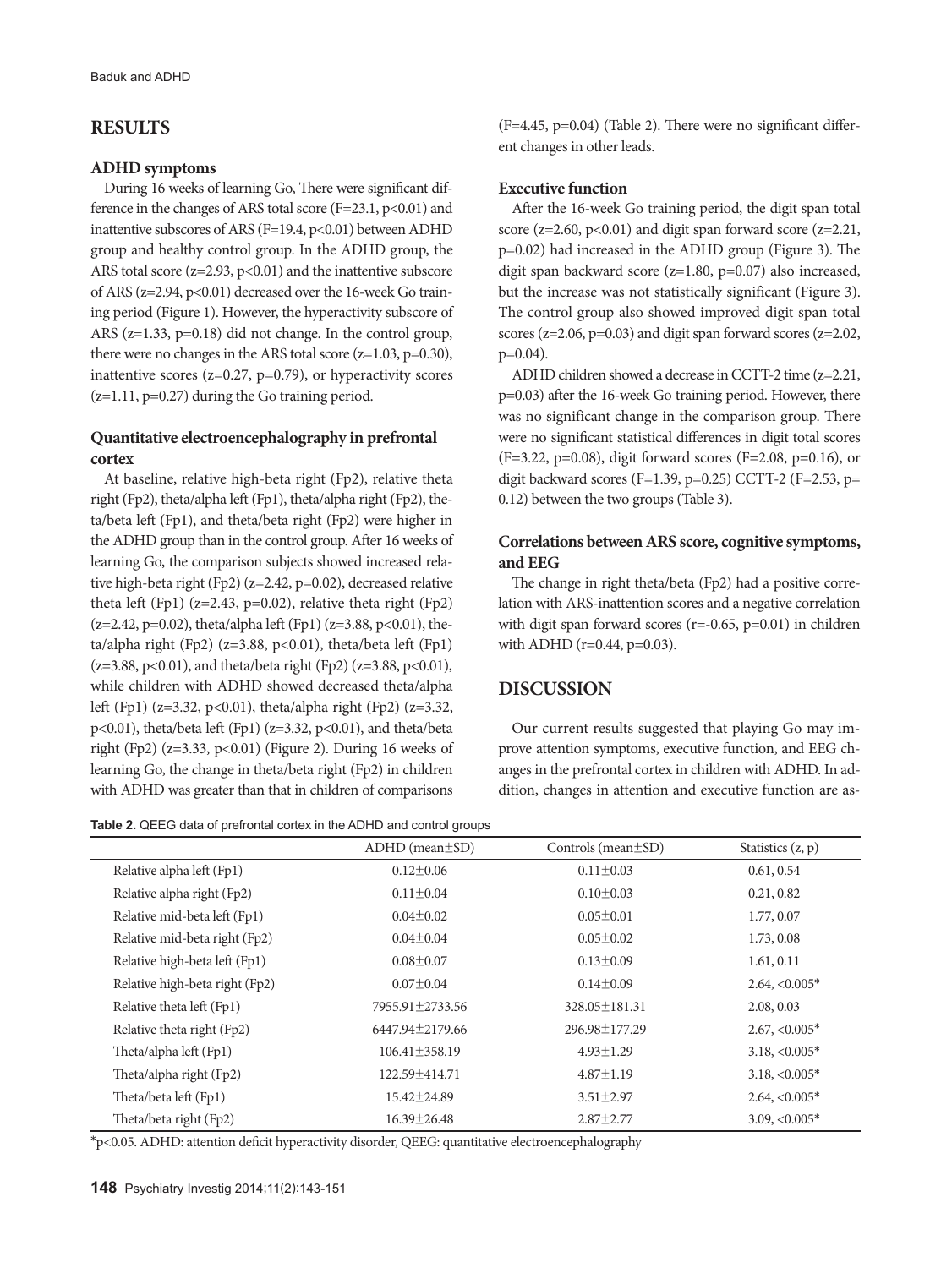## RESULTS

### ADHD symptoms

During 16 weeks of learning Go, There were significant difference in the changes of ARS total score (F=23.1, p<0.01) and inattentive subscores of ARS (F=19.4, p<0.01) between ADHD group and healthy control group. In the ADHD group, the ARS total score (z=2.93, p<0.01) and the inattentive subscore of ARS (z=2.94, p<0.01) decreased over the 16-week Go training period (Figure 1). However, the hyperactivity subscore of ARS (z=1.33, p=0.18) did not change. In the control group, there were no changes in the ARS total score (z=1.03, p=0.30), inattentive scores (z=0.27, p=0.79), or hyperactivity scores (z=1.11, p=0.27) during the Go training period.

### Quantitative electroencephalography in prefrontal cortex

At baseline, relative high-beta right (Fp2), relative theta right (Fp2), theta/alpha left (Fp1), theta/alpha right (Fp2), theta/beta left (Fp1), and theta/beta right (Fp2) were higher in the ADHD group than in the control group. After 16 weeks of learning Go, the comparison subjects showed increased relative high-beta right (Fp2) (z=2.42, p=0.02), decreased relative theta left (Fp1) (z=2.43, p=0.02), relative theta right (Fp2) (z=2.42, p=0.02), theta/alpha left (Fp1) (z=3.88, p<0.01), theta/alpha right (Fp2) (z=3.88, p<0.01), theta/beta left (Fp1) (z=3.88, p<0.01), and theta/beta right (Fp2) (z=3.88, p<0.01), while children with ADHD showed decreased theta/alpha left (Fp1) (z=3.32, p<0.01), theta/alpha right (Fp2) (z=3.32, p<0.01), theta/beta left (Fp1) (z=3.32, p<0.01), and theta/beta right (Fp2) (z=3.33, p<0.01) (Figure 2). During 16 weeks of learning Go, the change in theta/beta right (Fp2) in children with ADHD was greater than that in children of comparisons (F=4.45, p=0.04) (Table 2). There were no significant different changes in other leads.

### Executive function

After the 16-week Go training period, the digit span total score (z=2.60, p<0.01) and digit span forward score (z=2.21, p=0.02) had increased in the ADHD group (Figure 3). The digit span backward score (z=1.80, p=0.07) also increased, but the increase was not statistically significant (Figure 3). The control group also showed improved digit span total scores (z=2.06, p=0.03) and digit span forward scores (z=2.02, p=0.04).

ADHD children showed a decrease in CCTT-2 time (z=2.21, p=0.03) after the 16-week Go training period. However, there was no significant change in the comparison group. There were no significant statistical differences in digit total scores (F=3.22, p=0.08), digit forward scores (F=2.08, p=0.16), or digit backward scores (F=1.39, p=0.25) CCTT-2 (F=2.53, p=0.12) between the two groups (Table 3).

### Correlations between ARS score, cognitive symptoms, and EEG

The change in right theta/beta (Fp2) had a positive correlation with ARS-inattention scores and a negative correlation with digit span forward scores (r=-0.65, p=0.01) in children with ADHD (r=0.44, p=0.03).

## DISCUSSION

Our current results suggested that playing Go may improve attention symptoms, executive function, and EEG changes in the prefrontal cortex in children with ADHD. In addition, changes in attention and executive function are as-

**Table 2.** QEEG data of prefrontal cortex in the ADHD and control groups

| | ADHD (mean±SD) | Controls (mean±SD) | Statistics (z, p) |
|---|---|---|---|
| Relative alpha left (Fp1) | 0.12±0.06 | 0.11±0.03 | 0.61, 0.54 |
| Relative alpha right (Fp2) | 0.11±0.04 | 0.10±0.03 | 0.21, 0.82 |
| Relative mid-beta left (Fp1) | 0.04±0.02 | 0.05±0.01 | 1.77, 0.07 |
| Relative mid-beta right (Fp2) | 0.04±0.04 | 0.05±0.02 | 1.73, 0.08 |
| Relative high-beta left (Fp1) | 0.08±0.07 | 0.13±0.09 | 1.61, 0.11 |
| Relative high-beta right (Fp2) | 0.07±0.04 | 0.14±0.09 | 2.64, <0.005* |
| Relative theta left (Fp1) | 7955.91±2733.56 | 328.05±181.31 | 2.08, 0.03 |
| Relative theta right (Fp2) | 6447.94±2179.66 | 296.98±177.29 | 2.67, <0.005* |
| Theta/alpha left (Fp1) | 106.41±358.19 | 4.93±1.29 | 3.18, <0.005* |
| Theta/alpha right (Fp2) | 122.59±414.71 | 4.87±1.19 | 3.18, <0.005* |
| Theta/beta left (Fp1) | 15.42±24.89 | 3.51±2.97 | 2.64, <0.005* |
| Theta/beta right (Fp2) | 16.39±26.48 | 2.87±2.77 | 3.09, <0.005* |

*p<0.05. ADHD: attention deficit hyperactivity disorder, QEEG: quantitative electroencephalography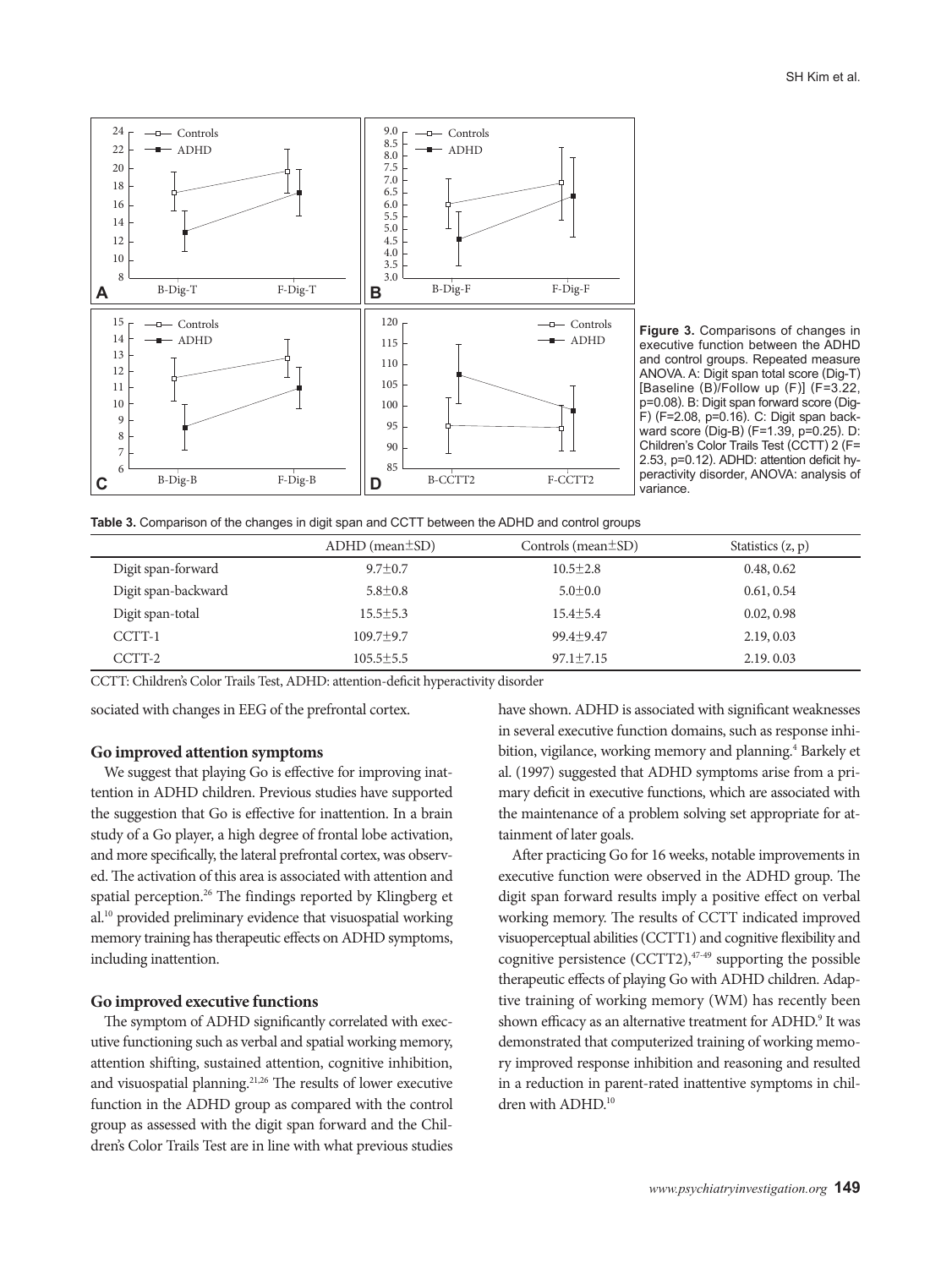Figure 3. Comparisons of changes in executive function between the ADHD and control groups. Repeated measure ANOVA. A: Digit span total score (Dig-T) [Baseline (B)/Follow up (F)] (F=3.22, p=0.08). B: Digit span forward score (Dig-F) (F=2.08, p=0.16). C: Digit span backward score (Dig-B) (F=1.39, p=0.25). D: Children's Color Trails Test (CCTT) 2 (F=2.53, p=0.12). ADHD: attention deficit hyperactivity disorder, ANOVA: analysis of variance.

**Table 3.** Comparison of the changes in digit span and CCTT between the ADHD and control groups

| | ADHD (mean±SD) | Controls (mean±SD) | Statistics (z, p) |
|---|---|---|---|
| Digit span-forward | 9.7±0.7 | 10.5±2.8 | 0.48, 0.62 |
| Digit span-backward | 5.8±0.8 | 5.0±0.0 | 0.61, 0.54 |
| Digit span-total | 15.5±5.3 | 15.4±5.4 | 0.02, 0.98 |
| CCTT-1 | 109.7±9.7 | 99.4±9.47 | 2.19, 0.03 |
| CCTT-2 | 105.5±5.5 | 97.1±7.15 | 2.19. 0.03 |

CCTT: Children's Color Trails Test, ADHD: attention-deficit hyperactivity disorder

sociated with changes in EEG of the prefrontal cortex.

### Go improved attention symptoms

We suggest that playing Go is effective for improving inattention in ADHD children. Previous studies have supported the suggestion that Go is effective for inattention. In a brain study of a Go player, a high degree of frontal lobe activation, and more specifically, the lateral prefrontal cortex, was observed. The activation of this area is associated with attention and spatial perception.[26] The findings reported by Klingberg et al.[10] provided preliminary evidence that visuospatial working memory training has therapeutic effects on ADHD symptoms, including inattention.

### Go improved executive functions

The symptom of ADHD significantly correlated with executive functioning such as verbal and spatial working memory, attention shifting, sustained attention, cognitive inhibition, and visuospatial planning.[21,26] The results of lower executive function in the ADHD group as compared with the control group as assessed with the digit span forward and the Children's Color Trails Test are in line with what previous studies have shown. ADHD is associated with significant weaknesses in several executive function domains, such as response inhibition, vigilance, working memory and planning.[4] Barkely et al. (1997) suggested that ADHD symptoms arise from a primary deficit in executive functions, which are associated with the maintenance of a problem solving set appropriate for attainment of later goals.

After practicing Go for 16 weeks, notable improvements in executive function were observed in the ADHD group. The digit span forward results imply a positive effect on verbal working memory. The results of CCTT indicated improved visuoperceptual abilities (CCTT1) and cognitive flexibility and cognitive persistence (CCTT2),[47-49] supporting the possible therapeutic effects of playing Go with ADHD children. Adaptive training of working memory (WM) has recently been shown efficacy as an alternative treatment for ADHD.[9] It was demonstrated that computerized training of working memory improved response inhibition and reasoning and resulted in a reduction in parent-rated inattentive symptoms in children with ADHD.[10]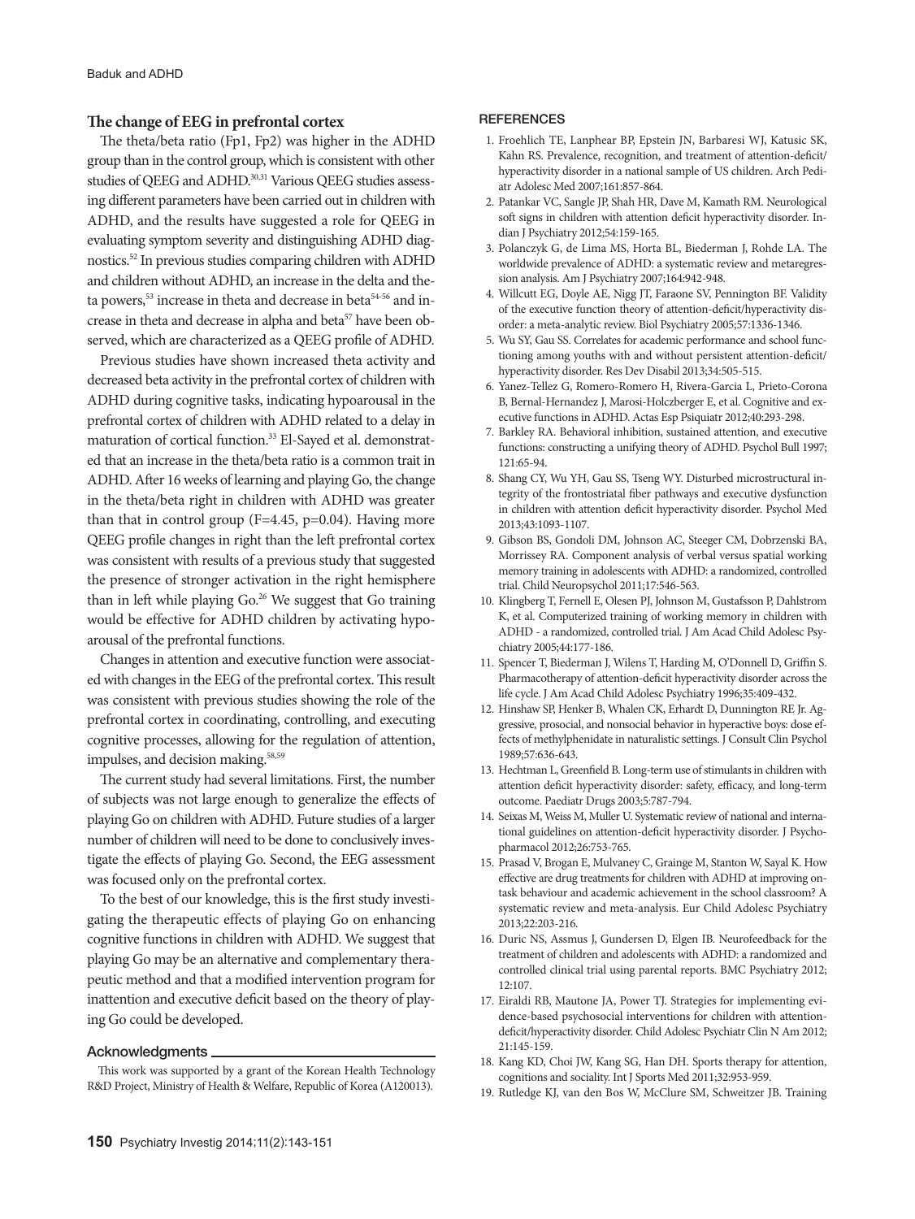### The change of EEG in prefrontal cortex

The theta/beta ratio (Fp1, Fp2) was higher in the ADHD group than in the control group, which is consistent with other studies of QEEG and ADHD.[30,31] Various QEEG studies assessing different parameters have been carried out in children with ADHD, and the results have suggested a role for QEEG in evaluating symptom severity and distinguishing ADHD diagnostics.[52] In previous studies comparing children with ADHD and children without ADHD, an increase in the delta and theta powers,[53] increase in theta and decrease in beta[54-56] and increase in theta and decrease in alpha and beta[57] have been observed, which are characterized as a QEEG profile of ADHD.

Previous studies have shown increased theta activity and decreased beta activity in the prefrontal cortex of children with ADHD during cognitive tasks, indicating hypoarousal in the prefrontal cortex of children with ADHD related to a delay in maturation of cortical function.[33] El-Sayed et al. demonstrated that an increase in the theta/beta ratio is a common trait in ADHD. After 16 weeks of learning and playing Go, the change in the theta/beta right in children with ADHD was greater than that in control group (F=4.45, p=0.04). Having more QEEG profile changes in right than the left prefrontal cortex was consistent with results of a previous study that suggested the presence of stronger activation in the right hemisphere than in left while playing Go.[26] We suggest that Go training would be effective for ADHD children by activating hypoarousal of the prefrontal functions.

Changes in attention and executive function were associated with changes in the EEG of the prefrontal cortex. This result was consistent with previous studies showing the role of the prefrontal cortex in coordinating, controlling, and executing cognitive processes, allowing for the regulation of attention, impulses, and decision making.[58,59]

The current study had several limitations. First, the number of subjects was not large enough to generalize the effects of playing Go on children with ADHD. Future studies of a larger number of children will need to be done to conclusively investigate the effects of playing Go. Second, the EEG assessment was focused only on the prefrontal cortex.

To the best of our knowledge, this is the first study investigating the therapeutic effects of playing Go on enhancing cognitive functions in children with ADHD. We suggest that playing Go may be an alternative and complementary therapeutic method and that a modified intervention program for inattention and executive deficit based on the theory of playing Go could be developed.

#### Acknowledgments

This work was supported by a grant of the Korean Health Technology R&D Project, Ministry of Health & Welfare, Republic of Korea (A120013).

## REFERENCES

1. Froehlich TE, Lanphear BP, Epstein JN, Barbaresi WJ, Katusic SK, Kahn RS. Prevalence, recognition, and treatment of attention-deficit/hyperactivity disorder in a national sample of US children. Arch Pediatr Adolesc Med 2007;161:857-864.
2. Patankar VC, Sangle JP, Shah HR, Dave M, Kamath RM. Neurological soft signs in children with attention deficit hyperactivity disorder. Indian J Psychiatry 2012;54:159-165.
3. Polanczyk G, de Lima MS, Horta BL, Biederman J, Rohde LA. The worldwide prevalence of ADHD: a systematic review and metaregression analysis. Am J Psychiatry 2007;164:942-948.
4. Willcutt EG, Doyle AE, Nigg JT, Faraone SV, Pennington BF. Validity of the executive function theory of attention-deficit/hyperactivity disorder: a meta-analytic review. Biol Psychiatry 2005;57:1336-1346.
5. Wu SY, Gau SS. Correlates for academic performance and school functioning among youths with and without persistent attention-deficit/hyperactivity disorder. Res Dev Disabil 2013;34:505-515.
6. Yanez-Tellez G, Romero-Romero H, Rivera-Garcia L, Prieto-Corona B, Bernal-Hernandez J, Marosi-Holczberger E, et al. Cognitive and executive functions in ADHD. Actas Esp Psiquiatr 2012;40:293-298.
7. Barkley RA. Behavioral inhibition, sustained attention, and executive functions: constructing a unifying theory of ADHD. Psychol Bull 1997; 121:65-94.
8. Shang CY, Wu YH, Gau SS, Tseng WY. Disturbed microstructural integrity of the frontostriatal fiber pathways and executive dysfunction in children with attention deficit hyperactivity disorder. Psychol Med 2013;43:1093-1107.
9. Gibson BS, Gondoli DM, Johnson AC, Steeger CM, Dobrzenski BA, Morrissey RA. Component analysis of verbal versus spatial working memory training in adolescents with ADHD: a randomized, controlled trial. Child Neuropsychol 2011;17:546-563.
10. Klingberg T, Fernell E, Olesen PJ, Johnson M, Gustafsson P, Dahlstrom K, et al. Computerized training of working memory in children with ADHD - a randomized, controlled trial. J Am Acad Child Adolesc Psychiatry 2005;44:177-186.
11. Spencer T, Biederman J, Wilens T, Harding M, O'Donnell D, Griffin S. Pharmacotherapy of attention-deficit hyperactivity disorder across the life cycle. J Am Acad Child Adolesc Psychiatry 1996;35:409-432.
12. Hinshaw SP, Henker B, Whalen CK, Erhardt D, Dunnington RE Jr. Aggressive, prosocial, and nonsocial behavior in hyperactive boys: dose effects of methylphenidate in naturalistic settings. J Consult Clin Psychol 1989;57:636-643.
13. Hechtman L, Greenfield B. Long-term use of stimulants in children with attention deficit hyperactivity disorder: safety, efficacy, and long-term outcome. Paediatr Drugs 2003;5:787-794.
14. Seixas M, Weiss M, Muller U. Systematic review of national and international guidelines on attention-deficit hyperactivity disorder. J Psychopharmacol 2012;26:753-765.
15. Prasad V, Brogan E, Mulvaney C, Grainge M, Stanton W, Sayal K. How effective are drug treatments for children with ADHD at improving on-task behaviour and academic achievement in the school classroom? A systematic review and meta-analysis. Eur Child Adolesc Psychiatry 2013;22:203-216.
16. Duric NS, Assmus J, Gundersen D, Elgen IB. Neurofeedback for the treatment of children and adolescents with ADHD: a randomized and controlled clinical trial using parental reports. BMC Psychiatry 2012; 12:107.
17. Eiraldi RB, Mautone JA, Power TJ. Strategies for implementing evidence-based psychosocial interventions for children with attention-deficit/hyperactivity disorder. Child Adolesc Psychiatr Clin N Am 2012; 21:145-159.
18. Kang KD, Choi JW, Kang SG, Han DH. Sports therapy for attention, cognitions and sociality. Int J Sports Med 2011;32:953-959.
19. Rutledge KJ, van den Bos W, McClure SM, Schweitzer JB. Training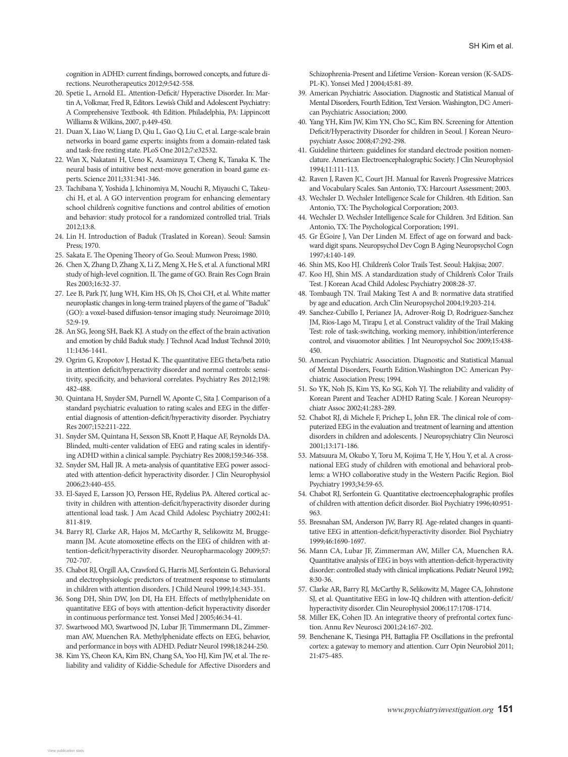cognition in ADHD: current findings, borrowed concepts, and future directions. Neurotherapeutics 2012;9:542-558.

20. Spetie L, Arnold EL. Attention-Deficit/ Hyperactive Disorder. In: Martin A, Volkmar, Fred R, Editors. Lewis's Child and Adolescent Psychiatry: A Comprehensive Textbook. 4th Edition. Philadelphia, PA: Lippincott Williams & Wilkins, 2007, p.449-450.
21. Duan X, Liao W, Liang D, Qiu L, Gao Q, Liu C, et al. Large-scale brain networks in board game experts: insights from a domain-related task and task-free resting state. PLoS One 2012;7:e32532.
22. Wan X, Nakatani H, Ueno K, Asamizuya T, Cheng K, Tanaka K. The neural basis of intuitive best next-move generation in board game experts. Science 2011;331:341-346.
23. Tachibana Y, Yoshida J, Ichinomiya M, Nouchi R, Miyauchi C, Takeuchi H, et al. A GO intervention program for enhancing elementary school children's cognitive functions and control abilities of emotion and behavior: study protocol for a randomized controlled trial. Trials 2012;13:8.
24. Lin H. Introduction of Baduk (Traslated in Korean). Seoul: Samsin Press; 1970.
25. Sakata E. The Opening Theory of Go. Seoul: Munwon Press; 1980.
26. Chen X, Zhang D, Zhang X, Li Z, Meng X, He S, et al. A functional MRI study of high-level cognition. II. The game of GO. Brain Res Cogn Brain Res 2003;16:32-37.
27. Lee B, Park JY, Jung WH, Kim HS, Oh JS, Choi CH, et al. White matter neuroplastic changes in long-term trained players of the game of "Baduk" (GO): a voxel-based diffusion-tensor imaging study. Neuroimage 2010; 52:9-19.
28. An SG, Jeong SH, Baek KJ. A study on the effect of the brain activation and emotion by child Baduk study. J Technol Acad Indust Technol 2010; 11:1436-1441.
29. Ogrim G, Kropotov J, Hestad K. The quantitative EEG theta/beta ratio in attention deficit/hyperactivity disorder and normal controls: sensitivity, specificity, and behavioral correlates. Psychiatry Res 2012;198: 482-488.
30. Quintana H, Snyder SM, Purnell W, Aponte C, Sita J. Comparison of a standard psychiatric evaluation to rating scales and EEG in the differential diagnosis of attention-deficit/hyperactivity disorder. Psychiatry Res 2007;152:211-222.
31. Snyder SM, Quintana H, Sexson SB, Knott P, Haque AF, Reynolds DA. Blinded, multi-center validation of EEG and rating scales in identifying ADHD within a clinical sample. Psychiatry Res 2008;159:346-358.
32. Snyder SM, Hall JR. A meta-analysis of quantitative EEG power associated with attention-deficit hyperactivity disorder. J Clin Neurophysiol 2006;23:440-455.
33. El-Sayed E, Larsson JO, Persson HE, Rydelius PA. Altered cortical activity in children with attention-deficit/hyperactivity disorder during attentional load task. J Am Acad Child Adolesc Psychiatry 2002;41: 811-819.
34. Barry RJ, Clarke AR, Hajos M, McCarthy R, Selikowitz M, Bruggemann JM. Acute atomoxetine effects on the EEG of children with attention-deficit/hyperactivity disorder. Neuropharmacology 2009;57: 702-707.
35. Chabot RJ, Orgill AA, Crawford G, Harris MJ, Serfontein G. Behavioral and electrophysiologic predictors of treatment response to stimulants in children with attention disorders. J Child Neurol 1999;14:343-351.
36. Song DH, Shin DW, Jon DI, Ha EH. Effects of methylphenidate on quantitative EEG of boys with attention-deficit hyperactivity disorder in continuous performance test. Yonsei Med J 2005;46:34-41.
37. Swartwood MO, Swartwood JN, Lubar JF, Timmermann DL, Zimmerman AW, Muenchen RA. Methylphenidate effects on EEG, behavior, and performance in boys with ADHD. Pediatr Neurol 1998;18:244-250.
38. Kim YS, Cheon KA, Kim BN, Chang SA, Yoo HJ, Kim JW, et al. The reliability and validity of Kiddie-Schedule for Affective Disorders and Schizophrenia-Present and Lifetime Version- Korean version (K-SADS-PL-K). Yonsei Med J 2004;45:81-89.
39. American Psychiatric Association. Diagnostic and Statistical Manual of Mental Disorders, Fourth Edition, Text Version. Washington, DC: American Psychiatric Association; 2000.
40. Yang YH, Kim JW, Kim YN, Cho SC, Kim BN. Screening for Attention Deficit/Hyperactivity Disorder for children in Seoul. J Korean Neuropsychiatr Assoc 2008;47:292-298.
41. Guideline thirteen: guidelines for standard electrode position nomenclature. American Electroencephalographic Society. J Clin Neurophysiol 1994;11:111-113.
42. Raven J, Raven JC, Court JH. Manual for Raven's Progressive Matrices and Vocabulary Scales. San Antonio, TX: Harcourt Assessment; 2003.
43. Wechsler D. Wechsler Intelligence Scale for Children. 4th Edition. San Antonio, TX: The Psychological Corporation; 2003.
44. Wechsler D. Wechsler Intelligence Scale for Children. 3rd Edition. San Antonio, TX: The Psychological Corporation; 1991.
45. Gr ÉGoire J, Van Der Linden M. Effect of age on forward and backward digit spans. Neuropsychol Dev Cogn B Aging Neuropsychol Cogn 1997;4:140-149.
46. Shin MS, Koo HJ. Children's Color Trails Test. Seoul: Hakjisa; 2007.
47. Koo HJ, Shin MS. A standardization study of Children's Color Trails Test. J Korean Acad Child Adolesc Psychiatry 2008:28-37.
48. Tombaugh TN. Trail Making Test A and B: normative data stratified by age and education. Arch Clin Neuropsychol 2004;19:203-214.
49. Sanchez-Cubillo I, Perianez JA, Adrover-Roig D, Rodriguez-Sanchez JM, Rios-Lago M, Tirapu J, et al. Construct validity of the Trail Making Test: role of task-switching, working memory, inhibition/interference control, and visuomotor abilities. J Int Neuropsychol Soc 2009;15:438-450.
50. American Psychiatric Association. Diagnostic and Statistical Manual of Mental Disorders, Fourth Edition.Washington DC: American Psychiatric Association Press; 1994.
51. So YK, Noh JS, Kim YS, Ko SG, Koh YJ. The reliability and validity of Korean Parent and Teacher ADHD Rating Scale. J Korean Neuropsychiatr Assoc 2002;41:283-289.
52. Chabot RJ, di Michele F, Prichep L, John ER. The clinical role of computerized EEG in the evaluation and treatment of learning and attention disorders in children and adolescents. J Neuropsychiatry Clin Neurosci 2001;13:171-186.
53. Matsuura M, Okubo Y, Toru M, Kojima T, He Y, Hou Y, et al. A cross-national EEG study of children with emotional and behavioral problems: a WHO collaborative study in the Western Pacific Region. Biol Psychiatry 1993;34:59-65.
54. Chabot RJ, Serfontein G. Quantitative electroencephalographic profiles of children with attention deficit disorder. Biol Psychiatry 1996;40:951-963.
55. Bresnahan SM, Anderson JW, Barry RJ. Age-related changes in quantitative EEG in attention-deficit/hyperactivity disorder. Biol Psychiatry 1999;46:1690-1697.
56. Mann CA, Lubar JF, Zimmerman AW, Miller CA, Muenchen RA. Quantitative analysis of EEG in boys with attention-deficit-hyperactivity disorder: controlled study with clinical implications. Pediatr Neurol 1992; 8:30-36.
57. Clarke AR, Barry RJ, McCarthy R, Selikowitz M, Magee CA, Johnstone SJ, et al. Quantitative EEG in low-IQ children with attention-deficit/ hyperactivity disorder. Clin Neurophysiol 2006;117:1708-1714.
58. Miller EK, Cohen JD. An integrative theory of prefrontal cortex function. Annu Rev Neurosci 2001;24:167-202.
59. Benchenane K, Tiesinga PH, Battaglia FP. Oscillations in the prefrontal cortex: a gateway to memory and attention. Curr Opin Neurobiol 2011; 21:475-485.